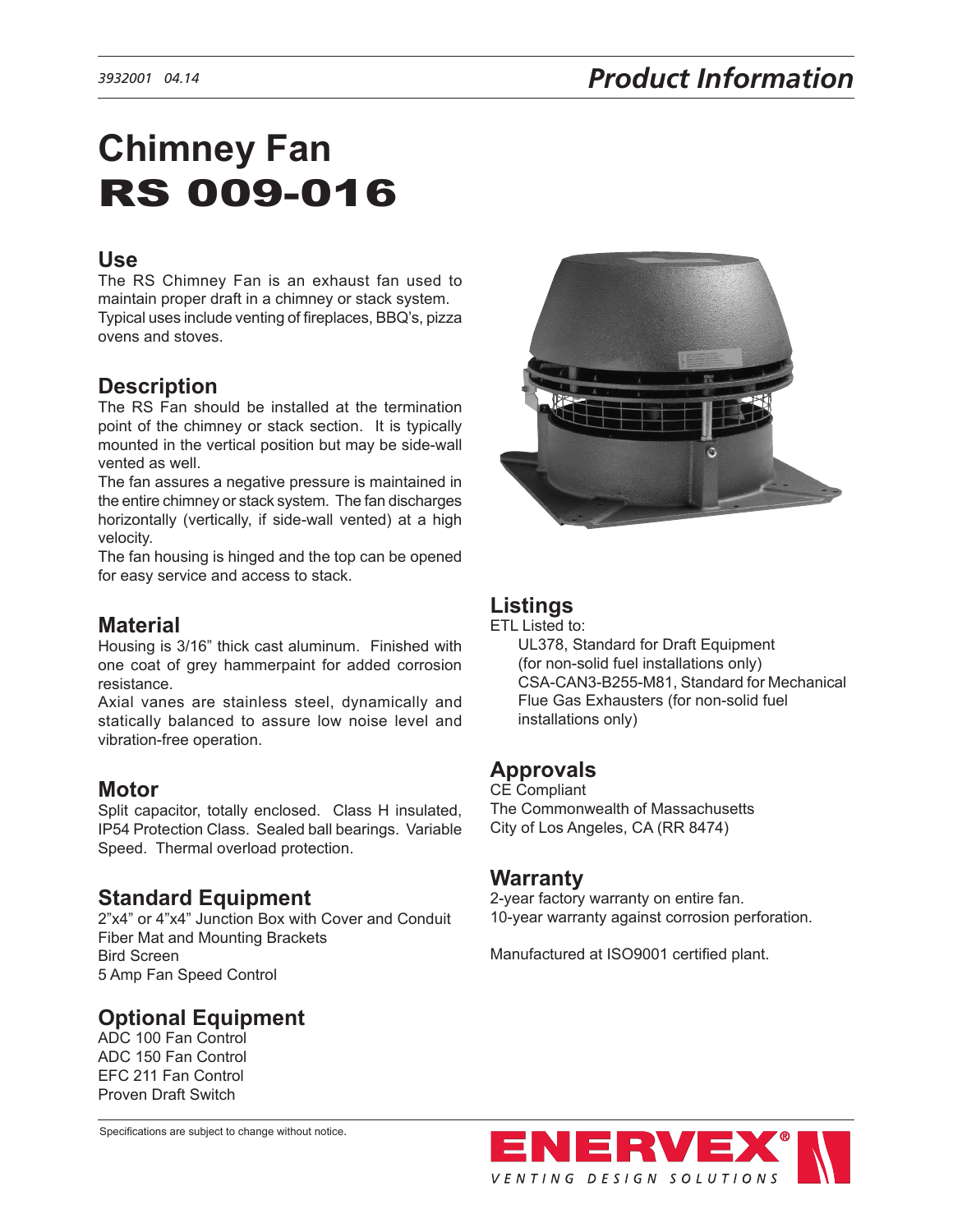# Chimney Fan
# RS 009-016

## Use

The RS Chimney Fan is an exhaust fan used to maintain proper draft in a chimney or stack system. Typical uses include venting of fireplaces, BBQ's, pizza ovens and stoves.

## Description

The RS Fan should be installed at the termination point of the chimney or stack section. It is typically mounted in the vertical position but may be side-wall vented as well.

The fan assures a negative pressure is maintained in the entire chimney or stack system. The fan discharges horizontally (vertically, if side-wall vented) at a high velocity.

The fan housing is hinged and the top can be opened for easy service and access to stack.

## Material

Housing is 3/16" thick cast aluminum. Finished with one coat of grey hammerpaint for added corrosion resistance.

Axial vanes are stainless steel, dynamically and statically balanced to assure low noise level and vibration-free operation.

## Motor

Split capacitor, totally enclosed. Class H insulated, IP54 Protection Class. Sealed ball bearings. Variable Speed. Thermal overload protection.

## Standard Equipment

2"x4" or 4"x4" Junction Box with Cover and Conduit
Fiber Mat and Mounting Brackets
Bird Screen
5 Amp Fan Speed Control

## Optional Equipment

ADC 100 Fan Control
ADC 150 Fan Control
EFC 211 Fan Control
Proven Draft Switch

## Listings

ETL Listed to:

UL378, Standard for Draft Equipment (for non-solid fuel installations only)
CSA-CAN3-B255-M81, Standard for Mechanical Flue Gas Exhausters (for non-solid fuel installations only)

## Approvals

CE Compliant
The Commonwealth of Massachusetts
City of Los Angeles, CA (RR 8474)

## Warranty

2-year factory warranty on entire fan.
10-year warranty against corrosion perforation.

Manufactured at ISO9001 certified plant.

Specifications are subject to change without notice.

ENERVEX®
VENTING DESIGN SOLUTIONS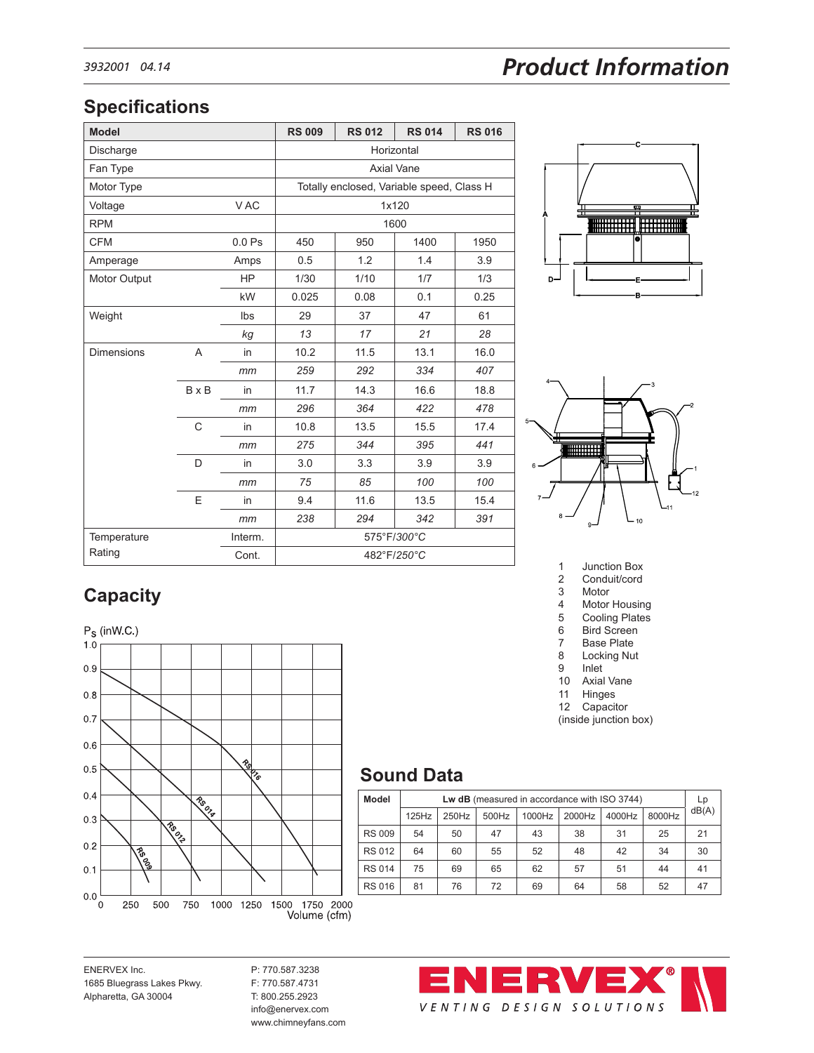3932001 04.14

# Product Information

## Specifications

| Model | | | RS 009 | RS 012 | RS 014 | RS 016 |
|---|---|---|---|---|---|---|
| Discharge | | | Horizontal | | | |
| Fan Type | | | Axial Vane | | | |
| Motor Type | | | Totally enclosed, Variable speed, Class H | | | |
| Voltage | | V AC | 1x120 | | | |
| RPM | | | 1600 | | | |
| CFM | | 0.0 Ps | 450 | 950 | 1400 | 1950 |
| Amperage | | Amps | 0.5 | 1.2 | 1.4 | 3.9 |
| Motor Output | | HP | 1/30 | 1/10 | 1/7 | 1/3 |
| | | kW | 0.025 | 0.08 | 0.1 | 0.25 |
| Weight | | lbs | 29 | 37 | 47 | 61 |
| | | *kg* | *13* | *17* | *21* | *28* |
| Dimensions | A | in | 10.2 | 11.5 | 13.1 | 16.0 |
| | | *mm* | *259* | *292* | *334* | *407* |
| | B x B | in | 11.7 | 14.3 | 16.6 | 18.8 |
| | | *mm* | *296* | *364* | *422* | *478* |
| | C | in | 10.8 | 13.5 | 15.5 | 17.4 |
| | | *mm* | *275* | *344* | *395* | *441* |
| | D | in | 3.0 | 3.3 | 3.9 | 3.9 |
| | | *mm* | *75* | *85* | *100* | *100* |
| | E | in | 9.4 | 11.6 | 13.5 | 15.4 |
| | | *mm* | *238* | *294* | *342* | *391* |
| Temperature Rating | | Interm. | 575°F/*300°C* | | | |
| | | Cont. | 482°F/*250°C* | | | |

C

A

D

E

B

1 Junction Box
2 Conduit/cord
3 Motor
4 Motor Housing
5 Cooling Plates
6 Bird Screen
7 Base Plate
8 Locking Nut
9 Inlet
10 Axial Vane
11 Hinges
12 Capacitor (inside junction box)

## Capacity

$P_S$ (inW.C.)

1.0
0.9
0.8
0.7
0.6
0.5
0.4
0.3
0.2
0.1
0.0

0 250 500 750 1000 1250 1500 1750 2000
Volume (cfm)

RS 009
RS 012
RS 014
RS 016

## Sound Data

| Model | Lw dB (measured in accordance with ISO 3744) | | | | | | | Lp dB(A) |
|---|---|---|---|---|---|---|---|---|
| | 125Hz | 250Hz | 500Hz | 1000Hz | 2000Hz | 4000Hz | 8000Hz | |
| RS 009 | 54 | 50 | 47 | 43 | 38 | 31 | 25 | 21 |
| RS 012 | 64 | 60 | 55 | 52 | 48 | 42 | 34 | 30 |
| RS 014 | 75 | 69 | 65 | 62 | 57 | 51 | 44 | 41 |
| RS 016 | 81 | 76 | 72 | 69 | 64 | 58 | 52 | 47 |

ENERVEX Inc.
1685 Bluegrass Lakes Pkwy.
Alpharetta, GA 30004

P: 770.587.3238
F: 770.587.4731
T: 800.255.2923
info@enervex.com
www.chimneyfans.com

ENERVEX®
VENTING DESIGN SOLUTIONS